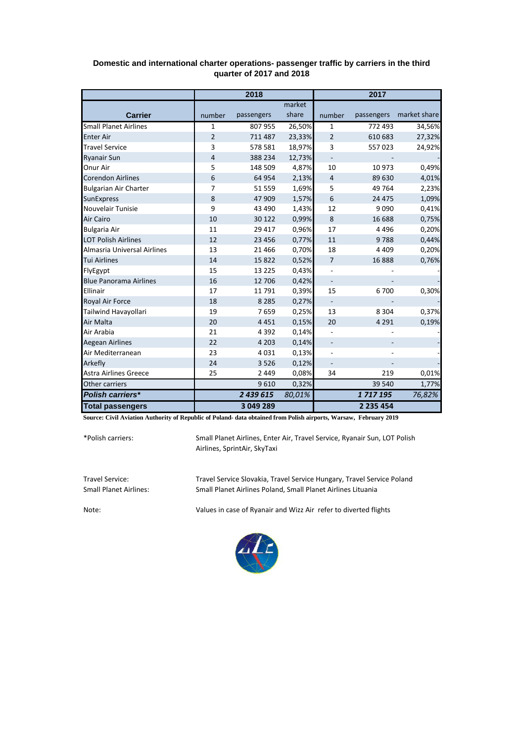## Domestic and international charter operations- passenger traffic by carriers in the third quarter of 2017 and 2018

| Carrier | 2018 | | | 2017 | | |
|---|---|---|---|---|---|---|
| | number | passengers | market share | number | passengers | market share |
| Small Planet Airlines | 1 | 807 955 | 26,50% | 1 | 772 493 | 34,56% |
| Enter Air | 2 | 711 487 | 23,33% | 2 | 610 683 | 27,32% |
| Travel Service | 3 | 578 581 | 18,97% | 3 | 557 023 | 24,92% |
| Ryanair Sun | 4 | 388 234 | 12,73% | - | - | - |
| Onur Air | 5 | 148 509 | 4,87% | 10 | 10 973 | 0,49% |
| Corendon Airlines | 6 | 64 954 | 2,13% | 4 | 89 630 | 4,01% |
| Bulgarian Air Charter | 7 | 51 559 | 1,69% | 5 | 49 764 | 2,23% |
| SunExpress | 8 | 47 909 | 1,57% | 6 | 24 475 | 1,09% |
| Nouvelair Tunisie | 9 | 43 490 | 1,43% | 12 | 9 090 | 0,41% |
| Air Cairo | 10 | 30 122 | 0,99% | 8 | 16 688 | 0,75% |
| Bulgaria Air | 11 | 29 417 | 0,96% | 17 | 4 496 | 0,20% |
| LOT Polish Airlines | 12 | 23 456 | 0,77% | 11 | 9 788 | 0,44% |
| Almasria Universal Airlines | 13 | 21 466 | 0,70% | 18 | 4 409 | 0,20% |
| Tui Airlines | 14 | 15 822 | 0,52% | 7 | 16 888 | 0,76% |
| FlyEgypt | 15 | 13 225 | 0,43% | - | - | - |
| Blue Panorama Airlines | 16 | 12 706 | 0,42% | - | - | - |
| Ellinair | 17 | 11 791 | 0,39% | 15 | 6 700 | 0,30% |
| Royal Air Force | 18 | 8 285 | 0,27% | - | - | - |
| Tailwind Havayollari | 19 | 7 659 | 0,25% | 13 | 8 304 | 0,37% |
| Air Malta | 20 | 4 451 | 0,15% | 20 | 4 291 | 0,19% |
| Air Arabia | 21 | 4 392 | 0,14% | - | - | - |
| Aegean Airlines | 22 | 4 203 | 0,14% | - | - | - |
| Air Mediterranean | 23 | 4 031 | 0,13% | - | - | - |
| Arkefly | 24 | 3 526 | 0,12% | - | - | - |
| Astra Airlines Greece | 25 | 2 449 | 0,08% | 34 | 219 | 0,01% |
| Other carriers | | 9 610 | 0,32% | | 39 540 | 1,77% |
| ***Polish carriers**** | | ***2 439 615*** | *80,01%* | | ***1 717 195*** | *76,82%* |
| **Total passengers** | | **3 049 289** | | | **2 235 454** | |

**Source: Civil Aviation Authority of Republic of Poland- data obtained from Polish airports, Warsaw, February 2019**

*Polish carriers: Small Planet Airlines, Enter Air, Travel Service, Ryanair Sun, LOT Polish Airlines, SprintAir, SkyTaxi

Travel Service: Travel Service Slovakia, Travel Service Hungary, Travel Service Poland

Small Planet Airlines: Small Planet Airlines Poland, Small Planet Airlines Lituania

Note: Values in case of Ryanair and Wizz Air refer to diverted flights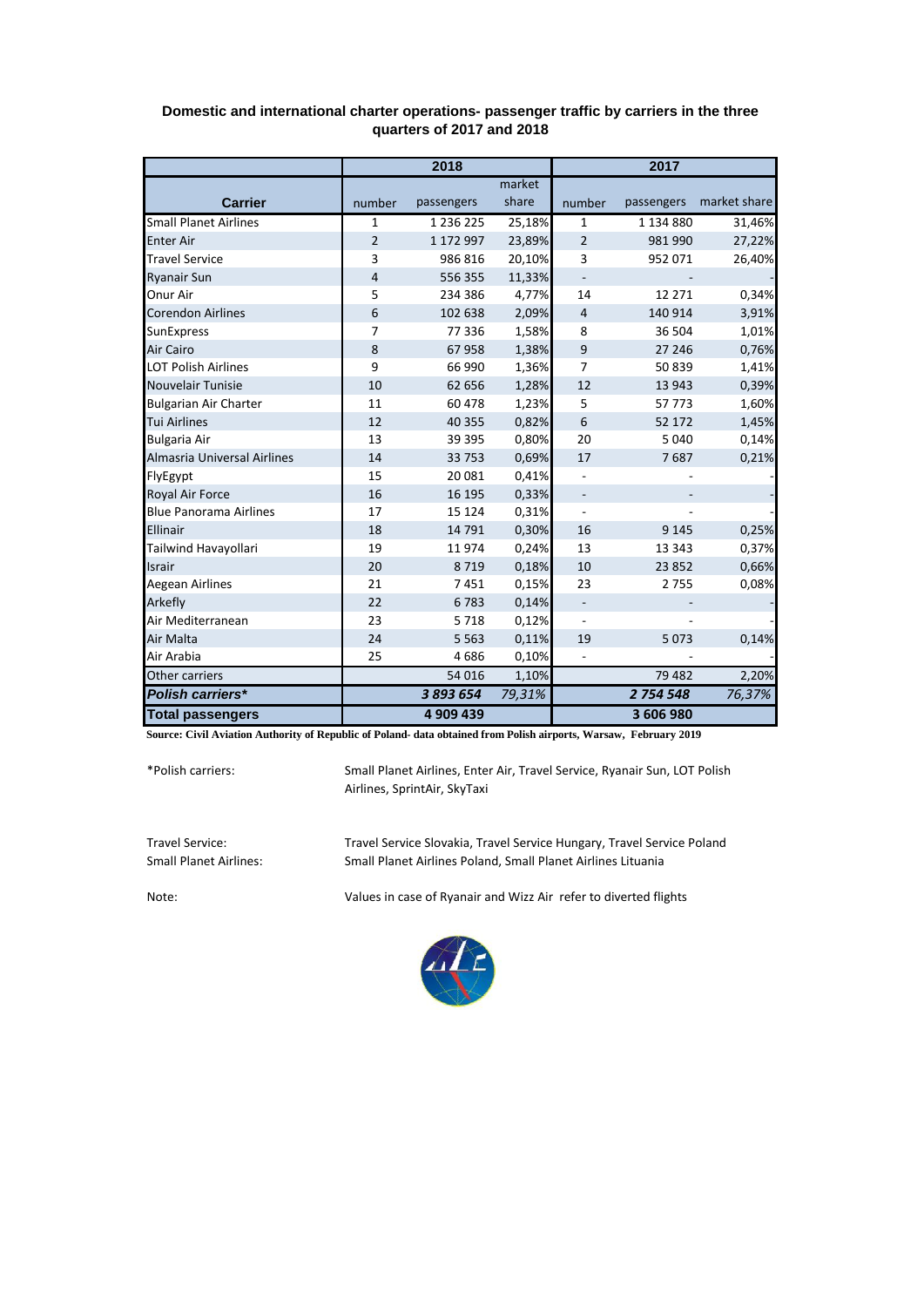**Domestic and international charter operations- passenger traffic by carriers in the three quarters of 2017 and 2018**

| | 2018 | | | 2017 | | |
|---|---|---|---|---|---|---|
| **Carrier** | number | passengers | market share | number | passengers | market share |
| Small Planet Airlines | 1 | 1 236 225 | 25,18% | 1 | 1 134 880 | 31,46% |
| Enter Air | 2 | 1 172 997 | 23,89% | 2 | 981 990 | 27,22% |
| Travel Service | 3 | 986 816 | 20,10% | 3 | 952 071 | 26,40% |
| Ryanair Sun | 4 | 556 355 | 11,33% | - | - | - |
| Onur Air | 5 | 234 386 | 4,77% | 14 | 12 271 | 0,34% |
| Corendon Airlines | 6 | 102 638 | 2,09% | 4 | 140 914 | 3,91% |
| SunExpress | 7 | 77 336 | 1,58% | 8 | 36 504 | 1,01% |
| Air Cairo | 8 | 67 958 | 1,38% | 9 | 27 246 | 0,76% |
| LOT Polish Airlines | 9 | 66 990 | 1,36% | 7 | 50 839 | 1,41% |
| Nouvelair Tunisie | 10 | 62 656 | 1,28% | 12 | 13 943 | 0,39% |
| Bulgarian Air Charter | 11 | 60 478 | 1,23% | 5 | 57 773 | 1,60% |
| Tui Airlines | 12 | 40 355 | 0,82% | 6 | 52 172 | 1,45% |
| Bulgaria Air | 13 | 39 395 | 0,80% | 20 | 5 040 | 0,14% |
| Almasria Universal Airlines | 14 | 33 753 | 0,69% | 17 | 7 687 | 0,21% |
| FlyEgypt | 15 | 20 081 | 0,41% | - | - | - |
| Royal Air Force | 16 | 16 195 | 0,33% | - | - | - |
| Blue Panorama Airlines | 17 | 15 124 | 0,31% | - | - | - |
| Ellinair | 18 | 14 791 | 0,30% | 16 | 9 145 | 0,25% |
| Tailwind Havayollari | 19 | 11 974 | 0,24% | 13 | 13 343 | 0,37% |
| Israir | 20 | 8 719 | 0,18% | 10 | 23 852 | 0,66% |
| Aegean Airlines | 21 | 7 451 | 0,15% | 23 | 2 755 | 0,08% |
| Arkefly | 22 | 6 783 | 0,14% | - | - | - |
| Air Mediterranean | 23 | 5 718 | 0,12% | - | - | - |
| Air Malta | 24 | 5 563 | 0,11% | 19 | 5 073 | 0,14% |
| Air Arabia | 25 | 4 686 | 0,10% | - | - | - |
| Other carriers | | 54 016 | 1,10% | | 79 482 | 2,20% |
| ***Polish carriers**** | | ***3 893 654*** | *79,31%* | | ***2 754 548*** | *76,37%* |
| **Total passengers** | | **4 909 439** | | | **3 606 980** | |

**Source: Civil Aviation Authority of Republic of Poland- data obtained from Polish airports, Warsaw, February 2019**

*Polish carriers: Small Planet Airlines, Enter Air, Travel Service, Ryanair Sun, LOT Polish Airlines, SprintAir, SkyTaxi

Travel Service: Travel Service Slovakia, Travel Service Hungary, Travel Service Poland

Small Planet Airlines: Small Planet Airlines Poland, Small Planet Airlines Lituania

Note: Values in case of Ryanair and Wizz Air refer to diverted flights